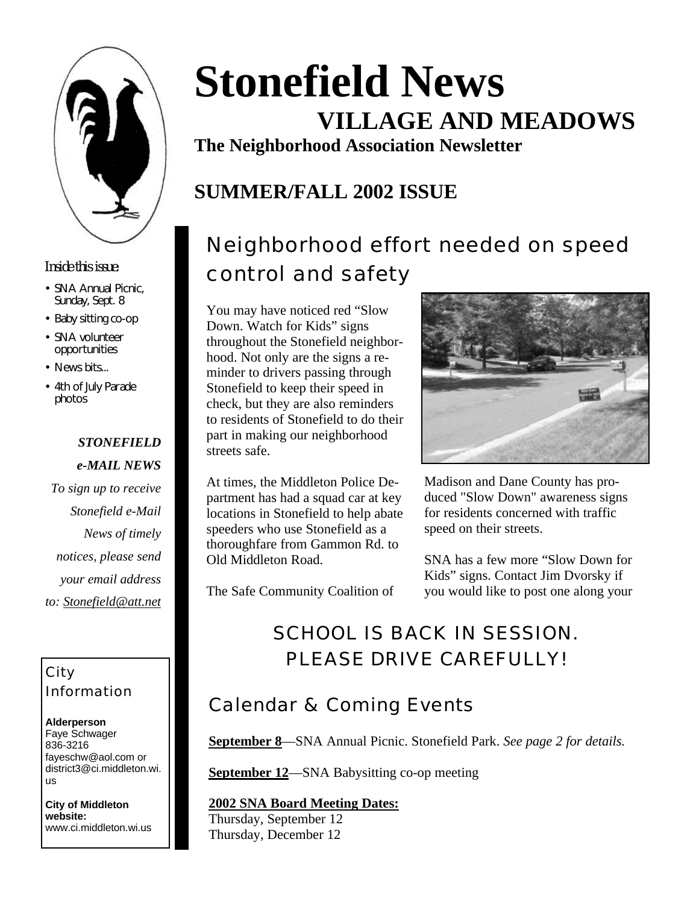# Stonefield News

## VILLAGE AND MEADOWS

**The Neighborhood Association Newsletter**

## SUMMER/FALL 2002 ISSUE

*Inside this issue*

- SNA Annual Picnic, Sunday, Sept. 8
- Baby sitting co-op
- SNA volunteer opportunities
- News bits...
- 4th of July Parade photos

***STONEFIELD e-MAIL NEWS***

*To sign up to receive Stonefield e-Mail News of timely notices, please send your email address to: Stonefield@att.net*

### City Information

**Alderperson**
Faye Schwager
836-3216
fayeschw@aol.com or district3@ci.middleton.wi.us

**City of Middleton website:**
www.ci.middleton.wi.us

## Neighborhood effort needed on speed control and safety

You may have noticed red "Slow Down. Watch for Kids" signs throughout the Stonefield neighborhood. Not only are the signs a reminder to drivers passing through Stonefield to keep their speed in check, but they are also reminders to residents of Stonefield to do their part in making our neighborhood streets safe.

At times, the Middleton Police Department has had a squad car at key locations in Stonefield to help abate speeders who use Stonefield as a thoroughfare from Gammon Rd. to Old Middleton Road.

The Safe Community Coalition of Madison and Dane County has produced "Slow Down" awareness signs for residents concerned with traffic speed on their streets.

SNA has a few more "Slow Down for Kids" signs. Contact Jim Dvorsky if you would like to post one along your

### SCHOOL IS BACK IN SESSION. PLEASE DRIVE CAREFULLY!

## Calendar & Coming Events

**September 8**—SNA Annual Picnic. Stonefield Park. *See page 2 for details.*

**September 12**—SNA Babysitting co-op meeting

**2002 SNA Board Meeting Dates:**
Thursday, September 12
Thursday, December 12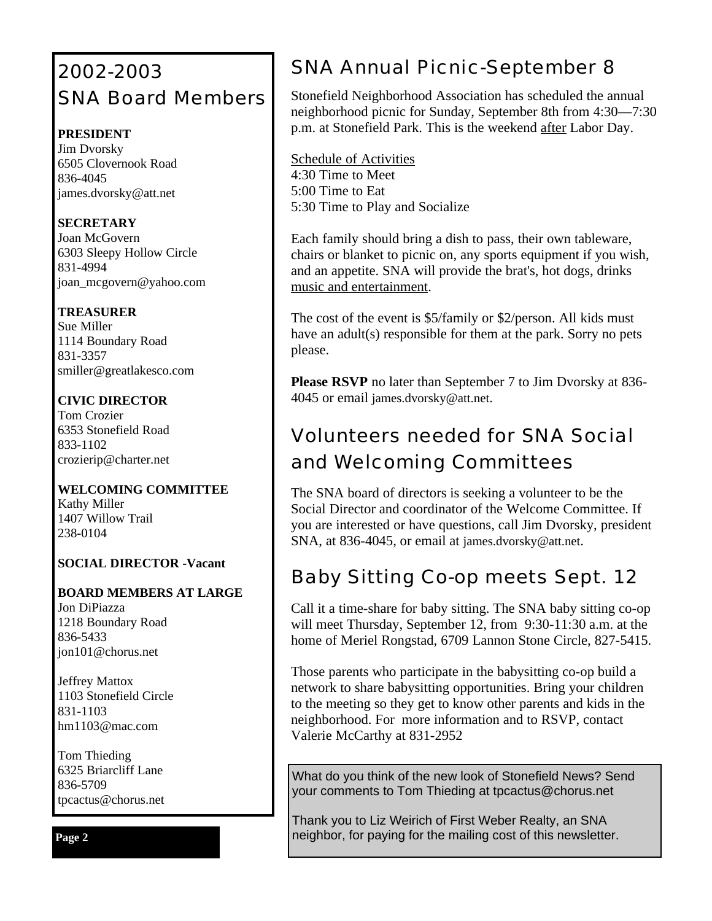## 2002-2003 SNA Board Members

**PRESIDENT**
Jim Dvorsky
6505 Clovernook Road
836-4045
james.dvorsky@att.net

**SECRETARY**
Joan McGovern
6303 Sleepy Hollow Circle
831-4994
joan_mcgovern@yahoo.com

**TREASURER**
Sue Miller
1114 Boundary Road
831-3357
smiller@greatlakesco.com

**CIVIC DIRECTOR**
Tom Crozier
6353 Stonefield Road
833-1102
crozierip@charter.net

**WELCOMING COMMITTEE**
Kathy Miller
1407 Willow Trail
238-0104

**SOCIAL DIRECTOR -Vacant**

**BOARD MEMBERS AT LARGE**
Jon DiPiazza
1218 Boundary Road
836-5433
jon101@chorus.net

Jeffrey Mattox
1103 Stonefield Circle
831-1103
hm1103@mac.com

Tom Thieding
6325 Briarcliff Lane
836-5709
tpcactus@chorus.net

## SNA Annual Picnic-September 8

Stonefield Neighborhood Association has scheduled the annual neighborhood picnic for Sunday, September 8th from 4:30—7:30 p.m. at Stonefield Park. This is the weekend <u>after</u> Labor Day.

<u>Schedule of Activities</u>
4:30 Time to Meet
5:00 Time to Eat
5:30 Time to Play and Socialize

Each family should bring a dish to pass, their own tableware, chairs or blanket to picnic on, any sports equipment if you wish, and an appetite. SNA will provide the brat's, hot dogs, drinks <u>music and entertainment</u>.

The cost of the event is $5/family or $2/person. All kids must have an adult(s) responsible for them at the park. Sorry no pets please.

**Please RSVP** no later than September 7 to Jim Dvorsky at 836-4045 or email james.dvorsky@att.net.

## Volunteers needed for SNA Social and Welcoming Committees

The SNA board of directors is seeking a volunteer to be the Social Director and coordinator of the Welcome Committee. If you are interested or have questions, call Jim Dvorsky, president SNA, at 836-4045, or email at james.dvorsky@att.net.

## Baby Sitting Co-op meets Sept. 12

Call it a time-share for baby sitting. The SNA baby sitting co-op will meet Thursday, September 12, from 9:30-11:30 a.m. at the home of Meriel Rongstad, 6709 Lannon Stone Circle, 827-5415.

Those parents who participate in the babysitting co-op build a network to share babysitting opportunities. Bring your children to the meeting so they get to know other parents and kids in the neighborhood. For more information and to RSVP, contact Valerie McCarthy at 831-2952

What do you think of the new look of Stonefield News? Send your comments to Tom Thieding at tpcactus@chorus.net

Thank you to Liz Weirich of First Weber Realty, an SNA neighbor, for paying for the mailing cost of this newsletter.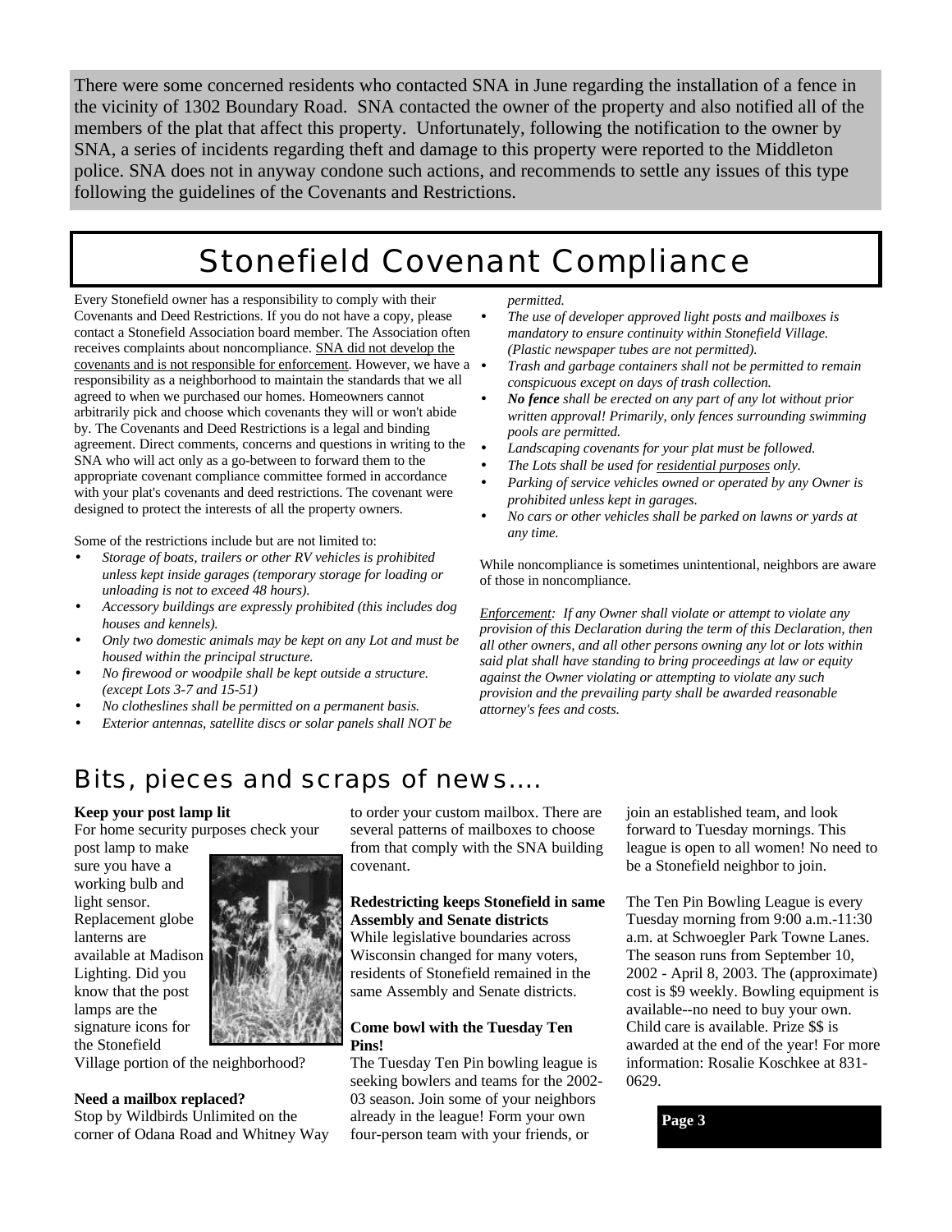There were some concerned residents who contacted SNA in June regarding the installation of a fence in the vicinity of 1302 Boundary Road. SNA contacted the owner of the property and also notified all of the members of the plat that affect this property. Unfortunately, following the notification to the owner by SNA, a series of incidents regarding theft and damage to this property were reported to the Middleton police. SNA does not in anyway condone such actions, and recommends to settle any issues of this type following the guidelines of the Covenants and Restrictions.

# Stonefield Covenant Compliance

Every Stonefield owner has a responsibility to comply with their Covenants and Deed Restrictions. If you do not have a copy, please contact a Stonefield Association board member. The Association often receives complaints about noncompliance. SNA did not develop the covenants and is not responsible for enforcement. However, we have a responsibility as a neighborhood to maintain the standards that we all agreed to when we purchased our homes. Homeowners cannot arbitrarily pick and choose which covenants they will or won't abide by. The Covenants and Deed Restrictions is a legal and binding agreement. Direct comments, concerns and questions in writing to the SNA who will act only as a go-between to forward them to the appropriate covenant compliance committee formed in accordance with your plat's covenants and deed restrictions. The covenant were designed to protect the interests of all the property owners.

Some of the restrictions include but are not limited to:

- *Storage of boats, trailers or other RV vehicles is prohibited unless kept inside garages (temporary storage for loading or unloading is not to exceed 48 hours).*
- *Accessory buildings are expressly prohibited (this includes dog houses and kennels).*
- *Only two domestic animals may be kept on any Lot and must be housed within the principal structure.*
- *No firewood or woodpile shall be kept outside a structure. (except Lots 3-7 and 15-51)*
- *No clotheslines shall be permitted on a permanent basis.*
- *Exterior antennas, satellite discs or solar panels shall NOT be permitted.*
- *The use of developer approved light posts and mailboxes is mandatory to ensure continuity within Stonefield Village. (Plastic newspaper tubes are not permitted).*
- *Trash and garbage containers shall not be permitted to remain conspicuous except on days of trash collection.*
- ***No fence*** *shall be erected on any part of any lot without prior written approval! Primarily, only fences surrounding swimming pools are permitted.*
- *Landscaping covenants for your plat must be followed.*
- *The Lots shall be used for residential purposes only.*
- *Parking of service vehicles owned or operated by any Owner is prohibited unless kept in garages.*
- *No cars or other vehicles shall be parked on lawns or yards at any time.*

While noncompliance is sometimes unintentional, neighbors are aware of those in noncompliance.

*Enforcement: If any Owner shall violate or attempt to violate any provision of this Declaration during the term of this Declaration, then all other owners, and all other persons owning any lot or lots within said plat shall have standing to bring proceedings at law or equity against the Owner violating or attempting to violate any such provision and the prevailing party shall be awarded reasonable attorney's fees and costs.*

## Bits, pieces and scraps of news....

**Keep your post lamp lit**

For home security purposes check your post lamp to make sure you have a working bulb and light sensor. Replacement globe lanterns are available at Madison Lighting. Did you know that the post lamps are the signature icons for the Stonefield Village portion of the neighborhood?

**Need a mailbox replaced?**

Stop by Wildbirds Unlimited on the corner of Odana Road and Whitney Way to order your custom mailbox. There are several patterns of mailboxes to choose from that comply with the SNA building covenant.

**Redestricting keeps Stonefield in same Assembly and Senate districts**

While legislative boundaries across Wisconsin changed for many voters, residents of Stonefield remained in the same Assembly and Senate districts.

**Come bowl with the Tuesday Ten Pins!**

The Tuesday Ten Pin bowling league is seeking bowlers and teams for the 2002-03 season. Join some of your neighbors already in the league! Form your own four-person team with your friends, or join an established team, and look forward to Tuesday mornings. This league is open to all women! No need to be a Stonefield neighbor to join.

The Ten Pin Bowling League is every Tuesday morning from 9:00 a.m.-11:30 a.m. at Schwoegler Park Towne Lanes. The season runs from September 10, 2002 - April 8, 2003. The (approximate) cost is $9 weekly. Bowling equipment is available--no need to buy your own. Child care is available. Prize $$ is awarded at the end of the year! For more information: Rosalie Koschkee at 831-0629.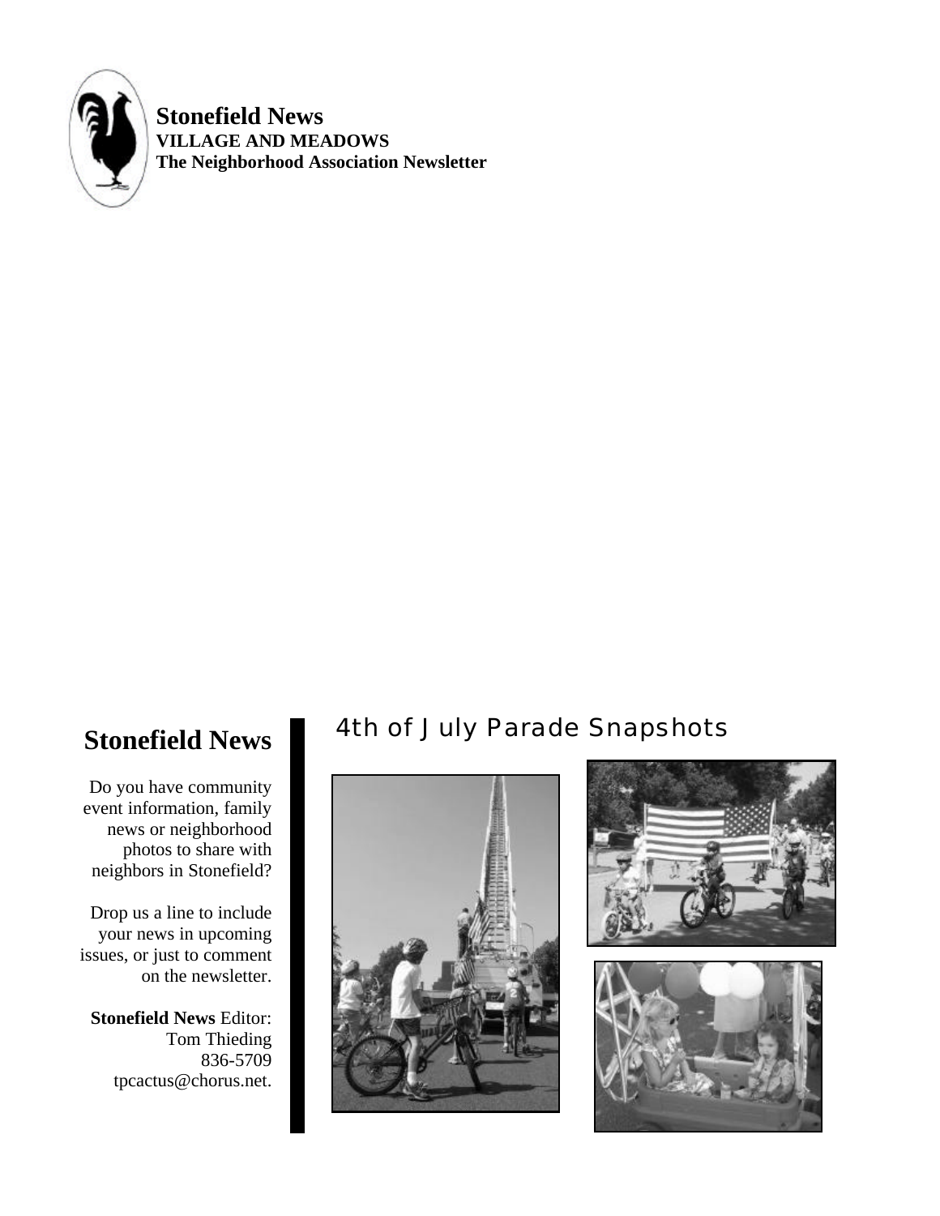**Stonefield News**
**VILLAGE AND MEADOWS**
**The Neighborhood Association Newsletter**

## Stonefield News

Do you have community event information, family news or neighborhood photos to share with neighbors in Stonefield?

Drop us a line to include your news in upcoming issues, or just to comment on the newsletter.

**Stonefield News** Editor:
Tom Thieding
836-5709
tpcactus@chorus.net.

## 4th of July Parade Snapshots